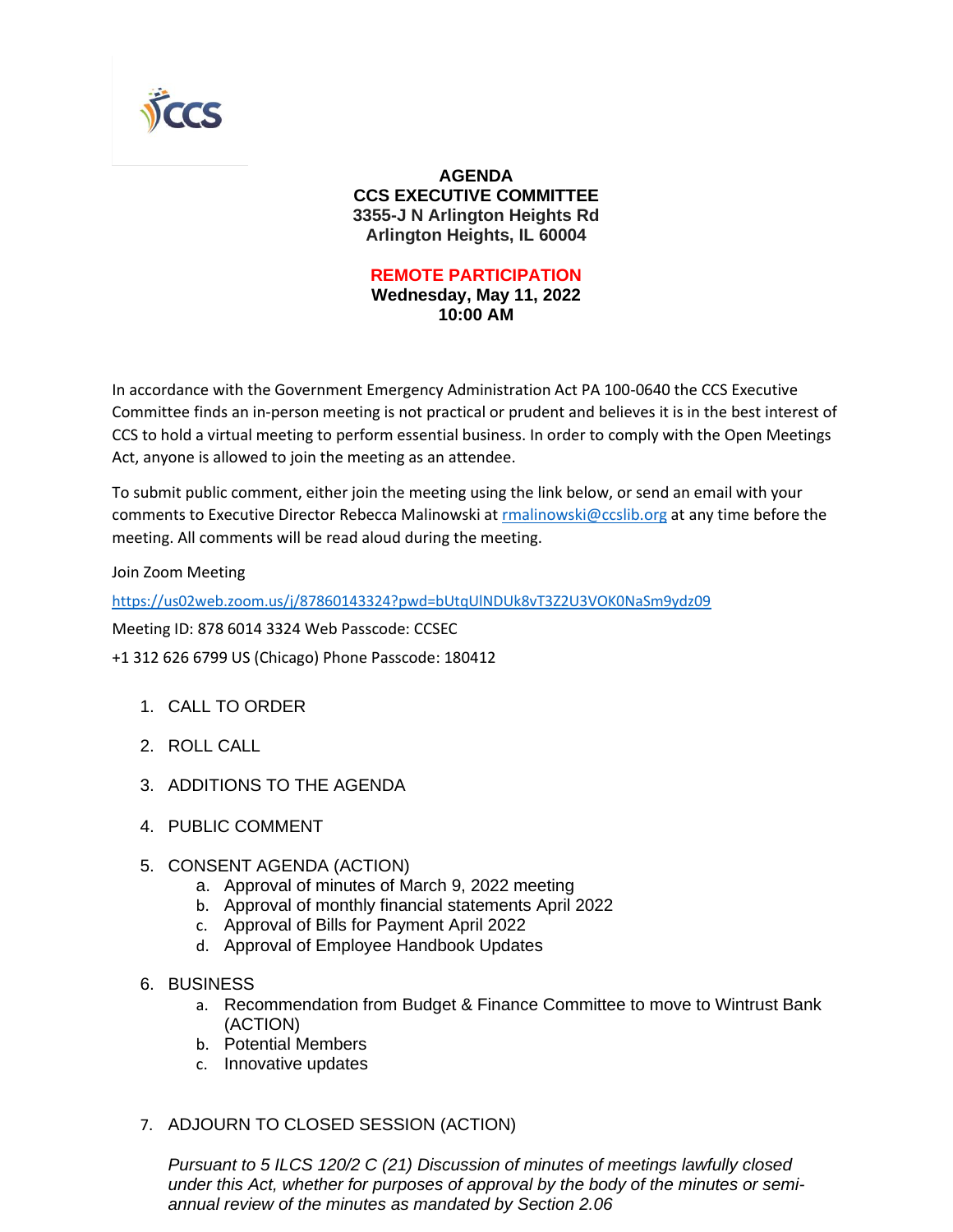# AGENDA

## CCS EXECUTIVE COMMITTEE

**3355-J N Arlington Heights Rd**
**Arlington Heights, IL 60004**

**REMOTE PARTICIPATION**
**Wednesday, May 11, 2022**
**10:00 AM**

In accordance with the Government Emergency Administration Act PA 100-0640 the CCS Executive Committee finds an in-person meeting is not practical or prudent and believes it is in the best interest of CCS to hold a virtual meeting to perform essential business. In order to comply with the Open Meetings Act, anyone is allowed to join the meeting as an attendee.

To submit public comment, either join the meeting using the link below, or send an email with your comments to Executive Director Rebecca Malinowski at rmalinowski@ccslib.org at any time before the meeting. All comments will be read aloud during the meeting.

Join Zoom Meeting

https://us02web.zoom.us/j/87860143324?pwd=bUtqUlNDUk8vT3Z2U3VOK0NaSm9ydz09

Meeting ID: 878 6014 3324 Web Passcode: CCSEC

+1 312 626 6799 US (Chicago) Phone Passcode: 180412

1. CALL TO ORDER
2. ROLL CALL
3. ADDITIONS TO THE AGENDA
4. PUBLIC COMMENT
5. CONSENT AGENDA (ACTION)
   a. Approval of minutes of March 9, 2022 meeting
   b. Approval of monthly financial statements April 2022
   c. Approval of Bills for Payment April 2022
   d. Approval of Employee Handbook Updates
6. BUSINESS
   a. Recommendation from Budget & Finance Committee to move to Wintrust Bank (ACTION)
   b. Potential Members
   c. Innovative updates
7. ADJOURN TO CLOSED SESSION (ACTION)

   *Pursuant to 5 ILCS 120/2 C (21) Discussion of minutes of meetings lawfully closed under this Act, whether for purposes of approval by the body of the minutes or semi-annual review of the minutes as mandated by Section 2.06*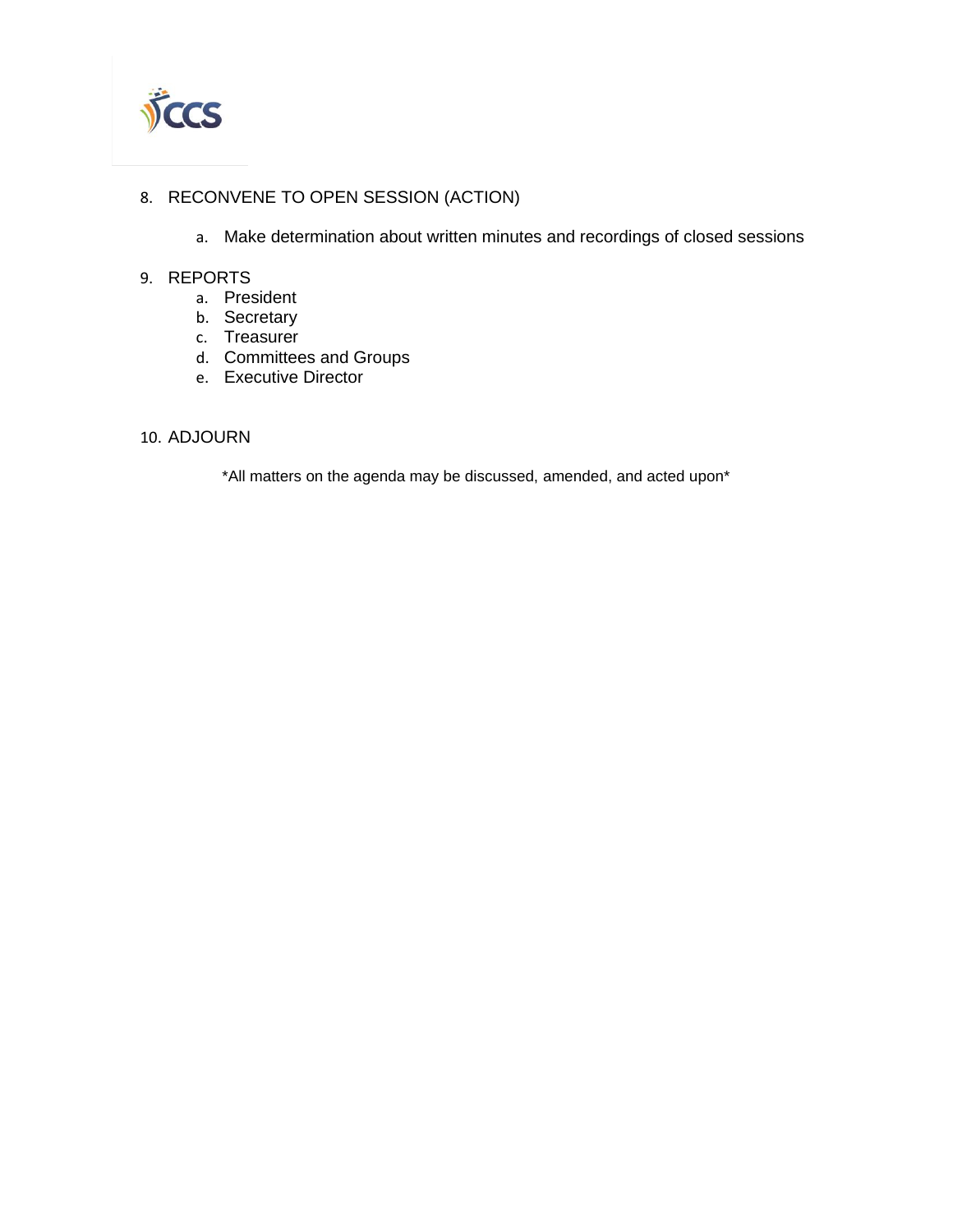8. RECONVENE TO OPEN SESSION (ACTION)

   a. Make determination about written minutes and recordings of closed sessions

9. REPORTS
   a. President
   b. Secretary
   c. Treasurer
   d. Committees and Groups
   e. Executive Director

10. ADJOURN

*All matters on the agenda may be discussed, amended, and acted upon*